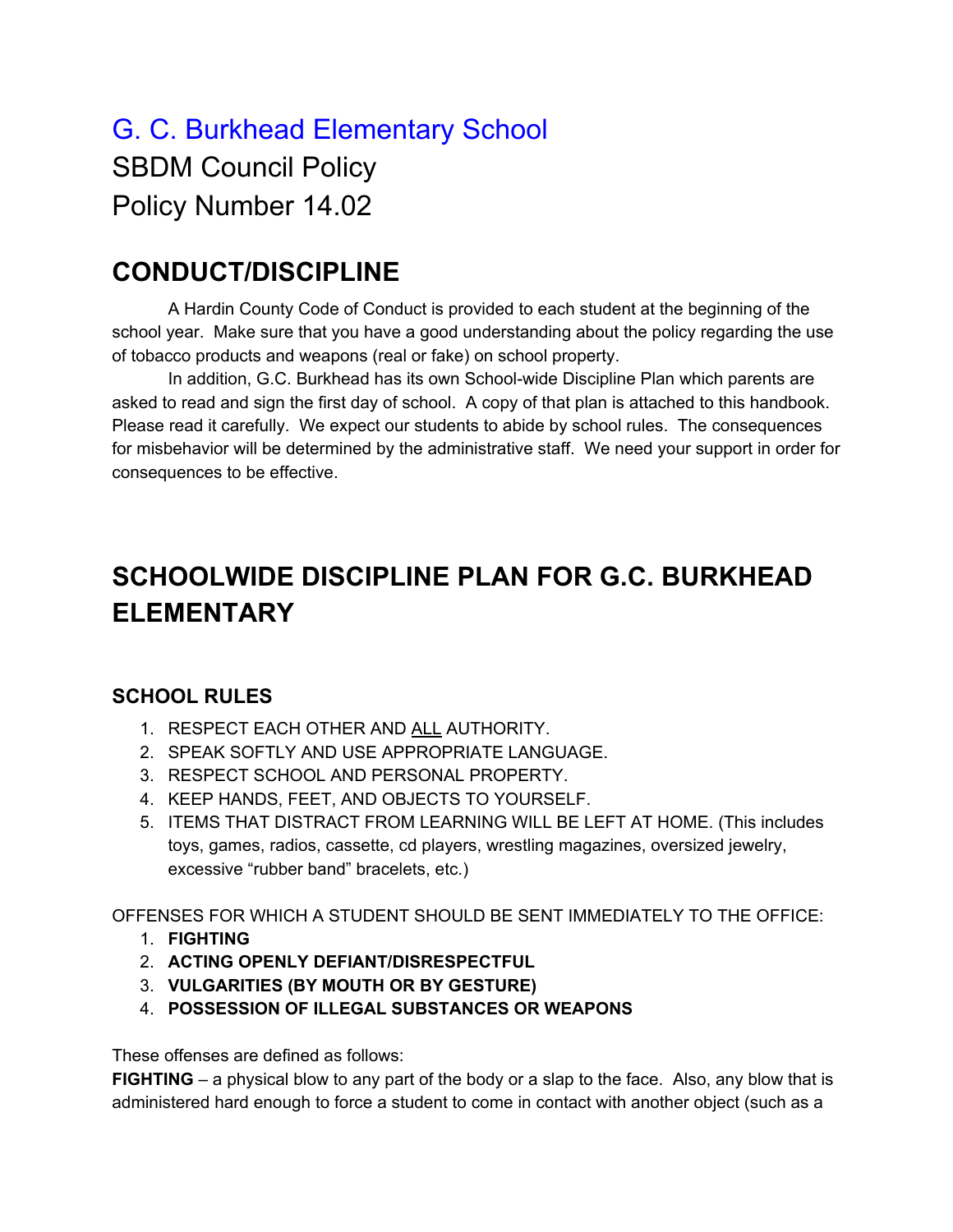# G. C. Burkhead Elementary School

SBDM Council Policy

Policy Number 14.02

## CONDUCT/DISCIPLINE

A Hardin County Code of Conduct is provided to each student at the beginning of the school year. Make sure that you have a good understanding about the policy regarding the use of tobacco products and weapons (real or fake) on school property.

In addition, G.C. Burkhead has its own School-wide Discipline Plan which parents are asked to read and sign the first day of school. A copy of that plan is attached to this handbook. Please read it carefully. We expect our students to abide by school rules. The consequences for misbehavior will be determined by the administrative staff. We need your support in order for consequences to be effective.

## SCHOOLWIDE DISCIPLINE PLAN FOR G.C. BURKHEAD ELEMENTARY

### SCHOOL RULES

1. RESPECT EACH OTHER AND ALL AUTHORITY.
2. SPEAK SOFTLY AND USE APPROPRIATE LANGUAGE.
3. RESPECT SCHOOL AND PERSONAL PROPERTY.
4. KEEP HANDS, FEET, AND OBJECTS TO YOURSELF.
5. ITEMS THAT DISTRACT FROM LEARNING WILL BE LEFT AT HOME. (This includes toys, games, radios, cassette, cd players, wrestling magazines, oversized jewelry, excessive "rubber band" bracelets, etc.)

OFFENSES FOR WHICH A STUDENT SHOULD BE SENT IMMEDIATELY TO THE OFFICE:

1. **FIGHTING**
2. **ACTING OPENLY DEFIANT/DISRESPECTFUL**
3. **VULGARITIES (BY MOUTH OR BY GESTURE)**
4. **POSSESSION OF ILLEGAL SUBSTANCES OR WEAPONS**

These offenses are defined as follows:

**FIGHTING** – a physical blow to any part of the body or a slap to the face. Also, any blow that is administered hard enough to force a student to come in contact with another object (such as a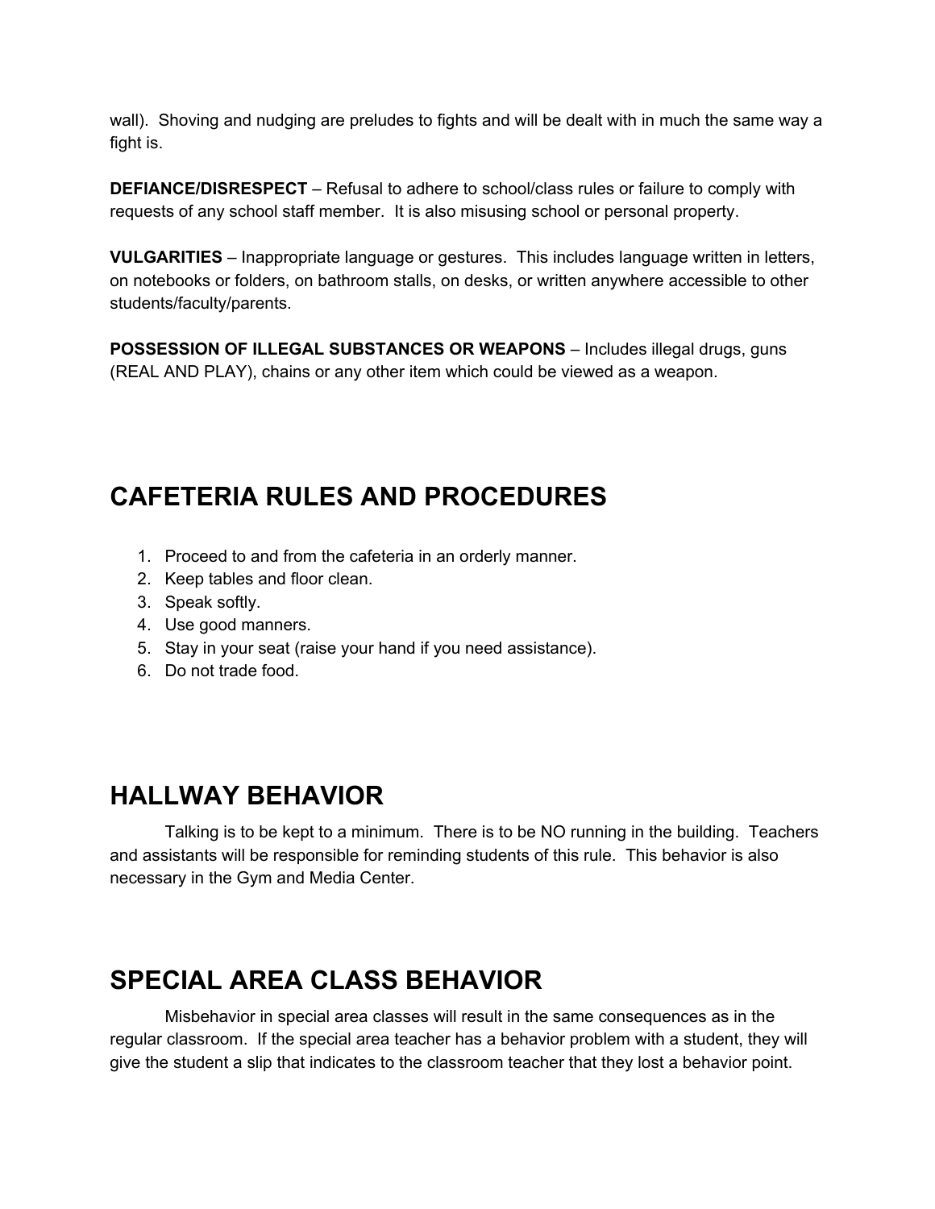wall). Shoving and nudging are preludes to fights and will be dealt with in much the same way a fight is.

**DEFIANCE/DISRESPECT** – Refusal to adhere to school/class rules or failure to comply with requests of any school staff member. It is also misusing school or personal property.

**VULGARITIES** – Inappropriate language or gestures. This includes language written in letters, on notebooks or folders, on bathroom stalls, on desks, or written anywhere accessible to other students/faculty/parents.

**POSSESSION OF ILLEGAL SUBSTANCES OR WEAPONS** – Includes illegal drugs, guns (REAL AND PLAY), chains or any other item which could be viewed as a weapon.

# CAFETERIA RULES AND PROCEDURES

1. Proceed to and from the cafeteria in an orderly manner.
2. Keep tables and floor clean.
3. Speak softly.
4. Use good manners.
5. Stay in your seat (raise your hand if you need assistance).
6. Do not trade food.

# HALLWAY BEHAVIOR

Talking is to be kept to a minimum. There is to be NO running in the building. Teachers and assistants will be responsible for reminding students of this rule. This behavior is also necessary in the Gym and Media Center.

# SPECIAL AREA CLASS BEHAVIOR

Misbehavior in special area classes will result in the same consequences as in the regular classroom. If the special area teacher has a behavior problem with a student, they will give the student a slip that indicates to the classroom teacher that they lost a behavior point.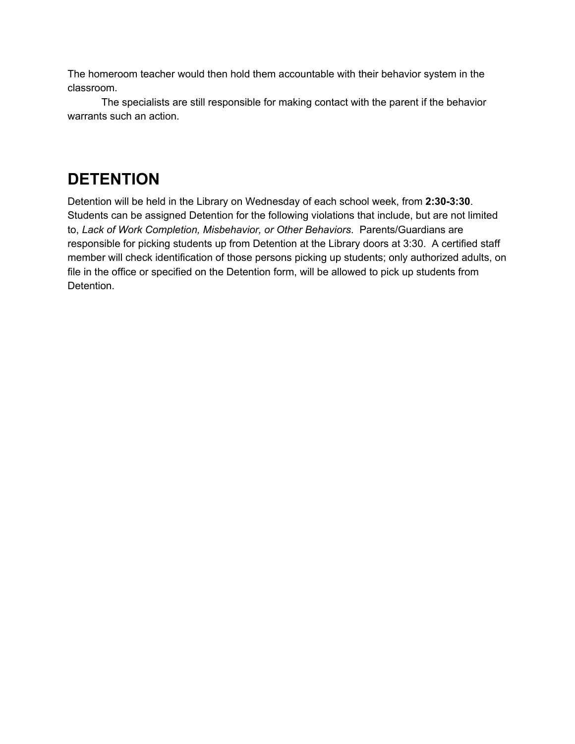The homeroom teacher would then hold them accountable with their behavior system in the classroom.

The specialists are still responsible for making contact with the parent if the behavior warrants such an action.

## DETENTION

Detention will be held in the Library on Wednesday of each school week, from **2:30-3:30**. Students can be assigned Detention for the following violations that include, but are not limited to, *Lack of Work Completion, Misbehavior, or Other Behaviors*. Parents/Guardians are responsible for picking students up from Detention at the Library doors at 3:30. A certified staff member will check identification of those persons picking up students; only authorized adults, on file in the office or specified on the Detention form, will be allowed to pick up students from Detention.